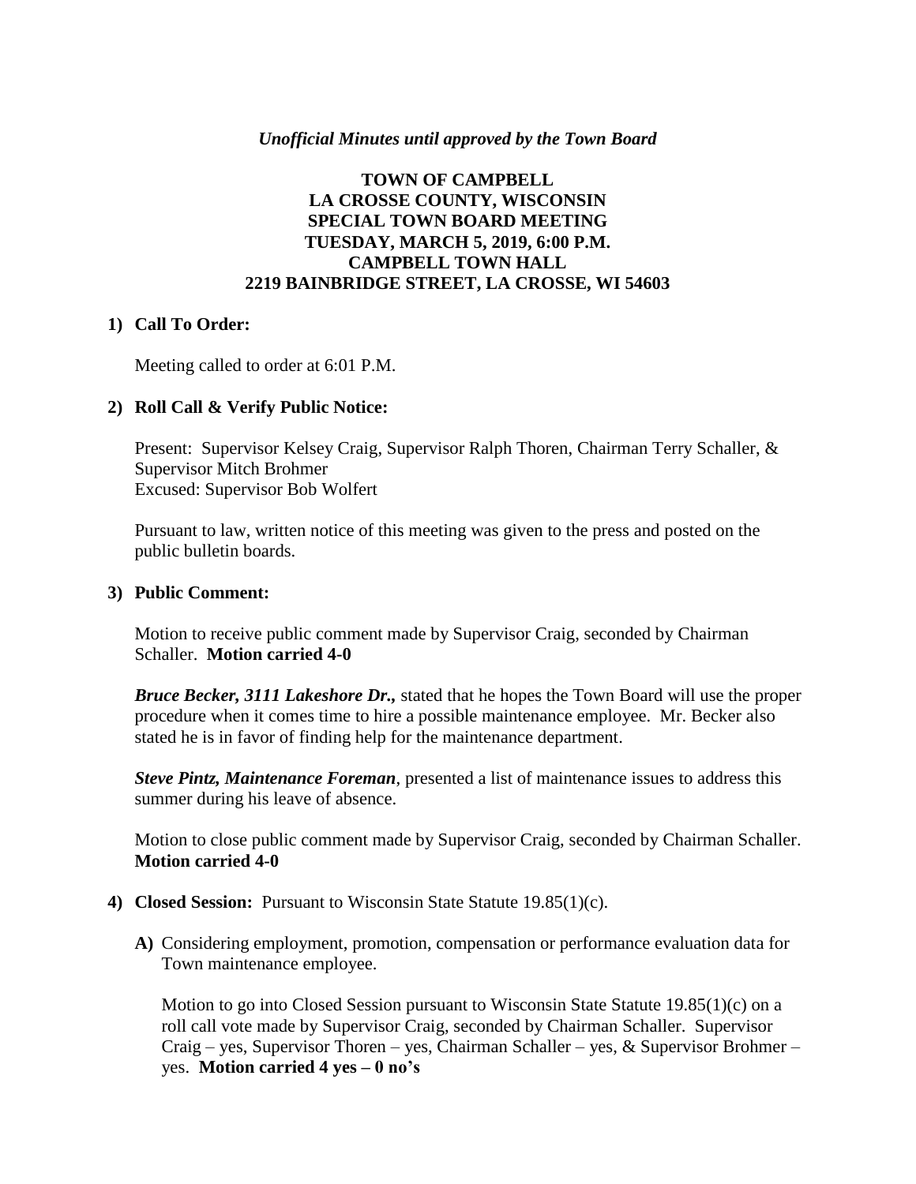*Unofficial Minutes until approved by the Town Board*

**TOWN OF CAMPBELL**
**LA CROSSE COUNTY, WISCONSIN**
**SPECIAL TOWN BOARD MEETING**
**TUESDAY, MARCH 5, 2019, 6:00 P.M.**
**CAMPBELL TOWN HALL**
**2219 BAINBRIDGE STREET, LA CROSSE, WI 54603**

**1) Call To Order:**

Meeting called to order at 6:01 P.M.

**2) Roll Call & Verify Public Notice:**

Present: Supervisor Kelsey Craig, Supervisor Ralph Thoren, Chairman Terry Schaller, & Supervisor Mitch Brohmer
Excused: Supervisor Bob Wolfert

Pursuant to law, written notice of this meeting was given to the press and posted on the public bulletin boards.

**3) Public Comment:**

Motion to receive public comment made by Supervisor Craig, seconded by Chairman Schaller. **Motion carried 4-0**

***Bruce Becker, 3111 Lakeshore Dr.,*** stated that he hopes the Town Board will use the proper procedure when it comes time to hire a possible maintenance employee. Mr. Becker also stated he is in favor of finding help for the maintenance department.

***Steve Pintz, Maintenance Foreman***, presented a list of maintenance issues to address this summer during his leave of absence.

Motion to close public comment made by Supervisor Craig, seconded by Chairman Schaller. **Motion carried 4-0**

**4) Closed Session:** Pursuant to Wisconsin State Statute 19.85(1)(c).

**A)** Considering employment, promotion, compensation or performance evaluation data for Town maintenance employee.

Motion to go into Closed Session pursuant to Wisconsin State Statute 19.85(1)(c) on a roll call vote made by Supervisor Craig, seconded by Chairman Schaller. Supervisor Craig – yes, Supervisor Thoren – yes, Chairman Schaller – yes, & Supervisor Brohmer – yes. **Motion carried 4 yes – 0 no's**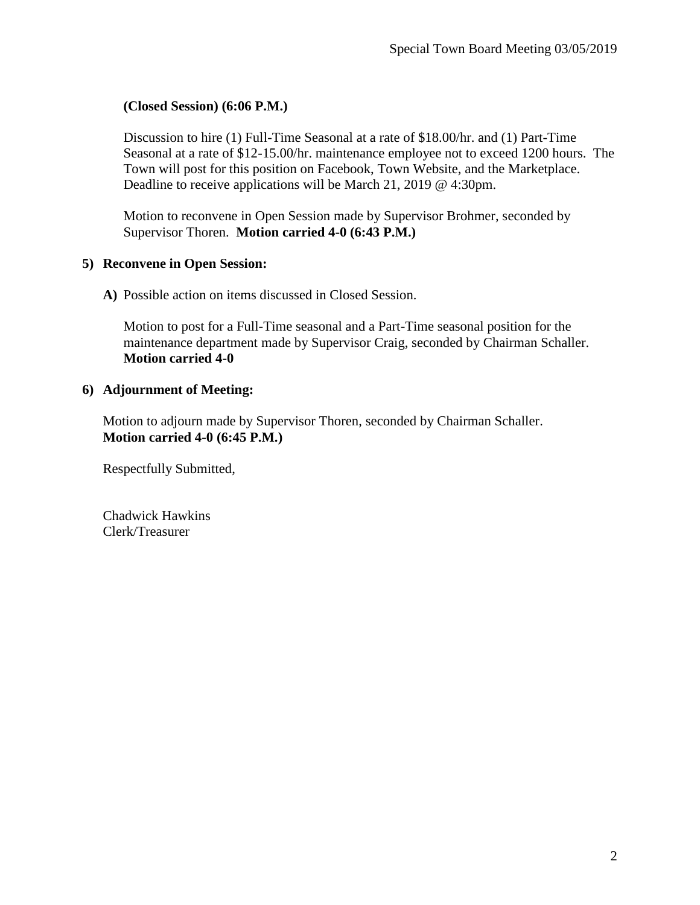**(Closed Session) (6:06 P.M.)**

Discussion to hire (1) Full-Time Seasonal at a rate of $18.00/hr. and (1) Part-Time Seasonal at a rate of $12-15.00/hr. maintenance employee not to exceed 1200 hours. The Town will post for this position on Facebook, Town Website, and the Marketplace. Deadline to receive applications will be March 21, 2019 @ 4:30pm.

Motion to reconvene in Open Session made by Supervisor Brohmer, seconded by Supervisor Thoren. **Motion carried 4-0 (6:43 P.M.)**

**5) Reconvene in Open Session:**

**A)** Possible action on items discussed in Closed Session.

Motion to post for a Full-Time seasonal and a Part-Time seasonal position for the maintenance department made by Supervisor Craig, seconded by Chairman Schaller. **Motion carried 4-0**

**6) Adjournment of Meeting:**

Motion to adjourn made by Supervisor Thoren, seconded by Chairman Schaller. **Motion carried 4-0 (6:45 P.M.)**

Respectfully Submitted,

Chadwick Hawkins
Clerk/Treasurer